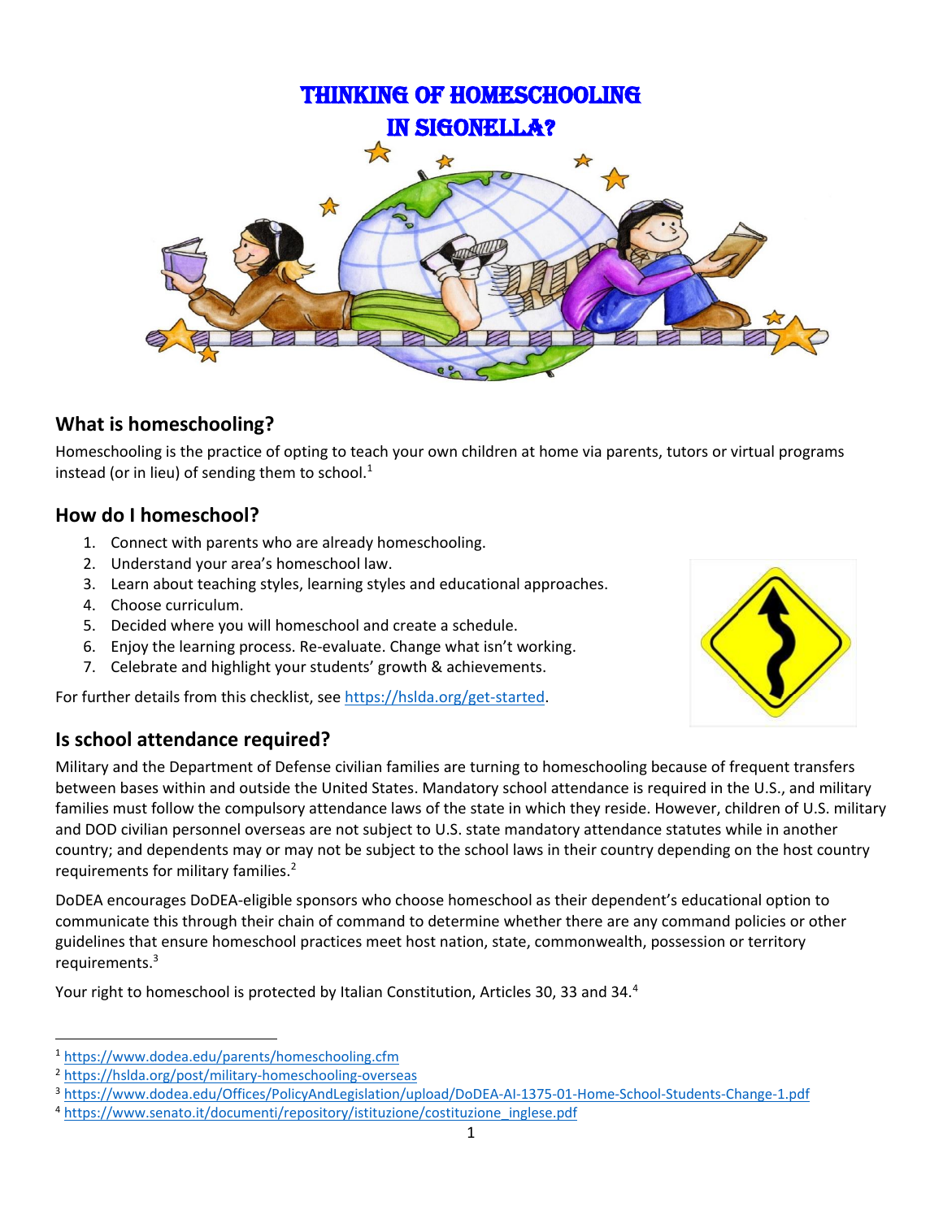# THINKING OF HOMESCHOOLING IN SIGONELLA?

## What is homeschooling?

Homeschooling is the practice of opting to teach your own children at home via parents, tutors or virtual programs instead (or in lieu) of sending them to school.[1]

## How do I homeschool?

1. Connect with parents who are already homeschooling.
2. Understand your area's homeschool law.
3. Learn about teaching styles, learning styles and educational approaches.
4. Choose curriculum.
5. Decided where you will homeschool and create a schedule.
6. Enjoy the learning process. Re-evaluate. Change what isn't working.
7. Celebrate and highlight your students' growth & achievements.

For further details from this checklist, see https://hslda.org/get-started.

## Is school attendance required?

Military and the Department of Defense civilian families are turning to homeschooling because of frequent transfers between bases within and outside the United States. Mandatory school attendance is required in the U.S., and military families must follow the compulsory attendance laws of the state in which they reside. However, children of U.S. military and DOD civilian personnel overseas are not subject to U.S. state mandatory attendance statutes while in another country; and dependents may or may not be subject to the school laws in their country depending on the host country requirements for military families.[2]

DoDEA encourages DoDEA-eligible sponsors who choose homeschool as their dependent's educational option to communicate this through their chain of command to determine whether there are any command policies or other guidelines that ensure homeschool practices meet host nation, state, commonwealth, possession or territory requirements.[3]

Your right to homeschool is protected by Italian Constitution, Articles 30, 33 and 34.[4]

---

[1] https://www.dodea.edu/parents/homeschooling.cfm

[2] https://hslda.org/post/military-homeschooling-overseas

[3] https://www.dodea.edu/Offices/PolicyAndLegislation/upload/DoDEA-AI-1375-01-Home-School-Students-Change-1.pdf

[4] https://www.senato.it/documenti/repository/istituzione/costituzione_inglese.pdf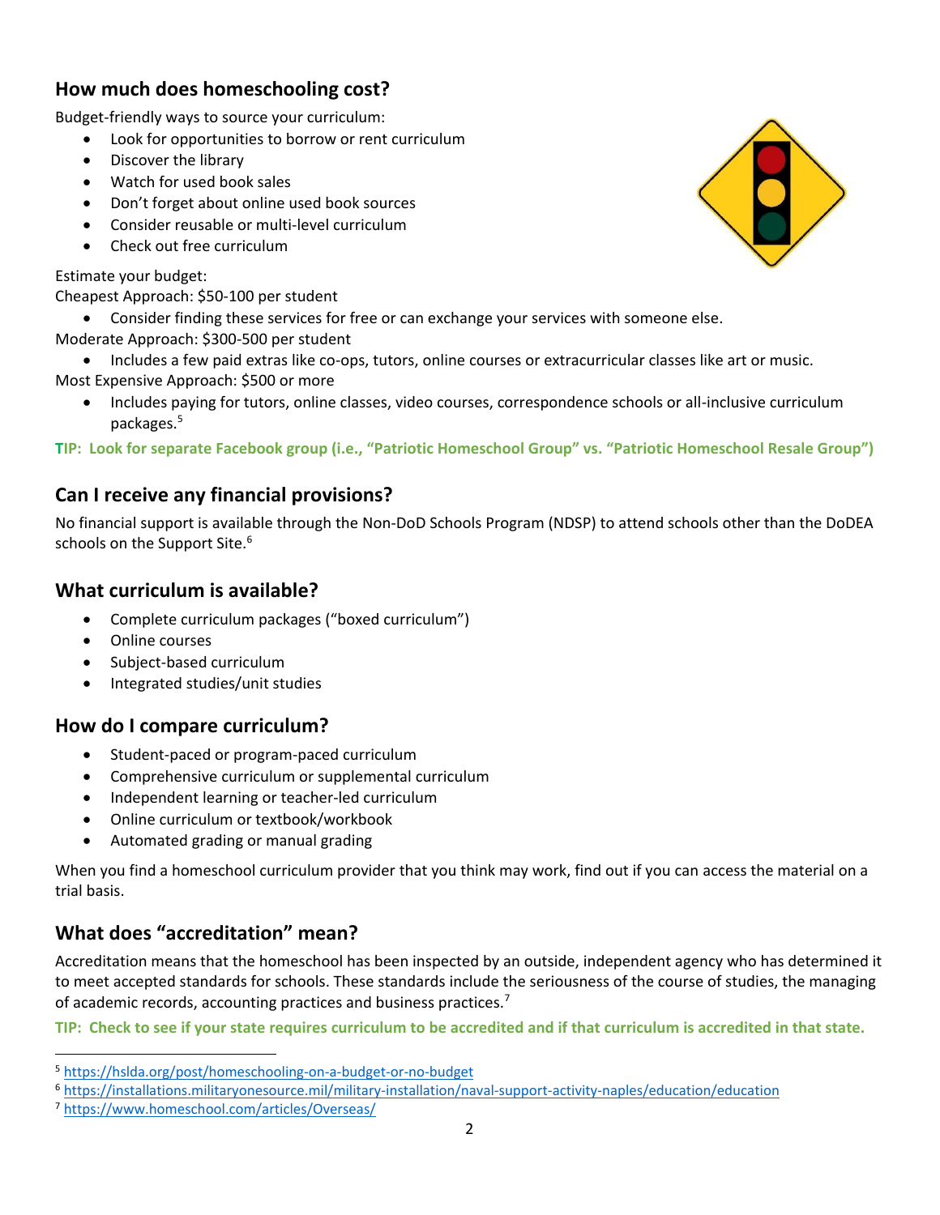## How much does homeschooling cost?

Budget-friendly ways to source your curriculum:

- Look for opportunities to borrow or rent curriculum
- Discover the library
- Watch for used book sales
- Don't forget about online used book sources
- Consider reusable or multi-level curriculum
- Check out free curriculum

Estimate your budget:

Cheapest Approach: $50-100 per student

- Consider finding these services for free or can exchange your services with someone else.

Moderate Approach: $300-500 per student

- Includes a few paid extras like co-ops, tutors, online courses or extracurricular classes like art or music.

Most Expensive Approach: $500 or more

- Includes paying for tutors, online classes, video courses, correspondence schools or all-inclusive curriculum packages.[5]

**TIP: Look for separate Facebook group (i.e., "Patriotic Homeschool Group" vs. "Patriotic Homeschool Resale Group")**

## Can I receive any financial provisions?

No financial support is available through the Non-DoD Schools Program (NDSP) to attend schools other than the DoDEA schools on the Support Site.[6]

## What curriculum is available?

- Complete curriculum packages ("boxed curriculum")
- Online courses
- Subject-based curriculum
- Integrated studies/unit studies

## How do I compare curriculum?

- Student-paced or program-paced curriculum
- Comprehensive curriculum or supplemental curriculum
- Independent learning or teacher-led curriculum
- Online curriculum or textbook/workbook
- Automated grading or manual grading

When you find a homeschool curriculum provider that you think may work, find out if you can access the material on a trial basis.

## What does "accreditation" mean?

Accreditation means that the homeschool has been inspected by an outside, independent agency who has determined it to meet accepted standards for schools. These standards include the seriousness of the course of studies, the managing of academic records, accounting practices and business practices.[7]

**TIP: Check to see if your state requires curriculum to be accredited and if that curriculum is accredited in that state.**

---

[5] https://hslda.org/post/homeschooling-on-a-budget-or-no-budget

[6] https://installations.militaryonesource.mil/military-installation/naval-support-activity-naples/education/education

[7] https://www.homeschool.com/articles/Overseas/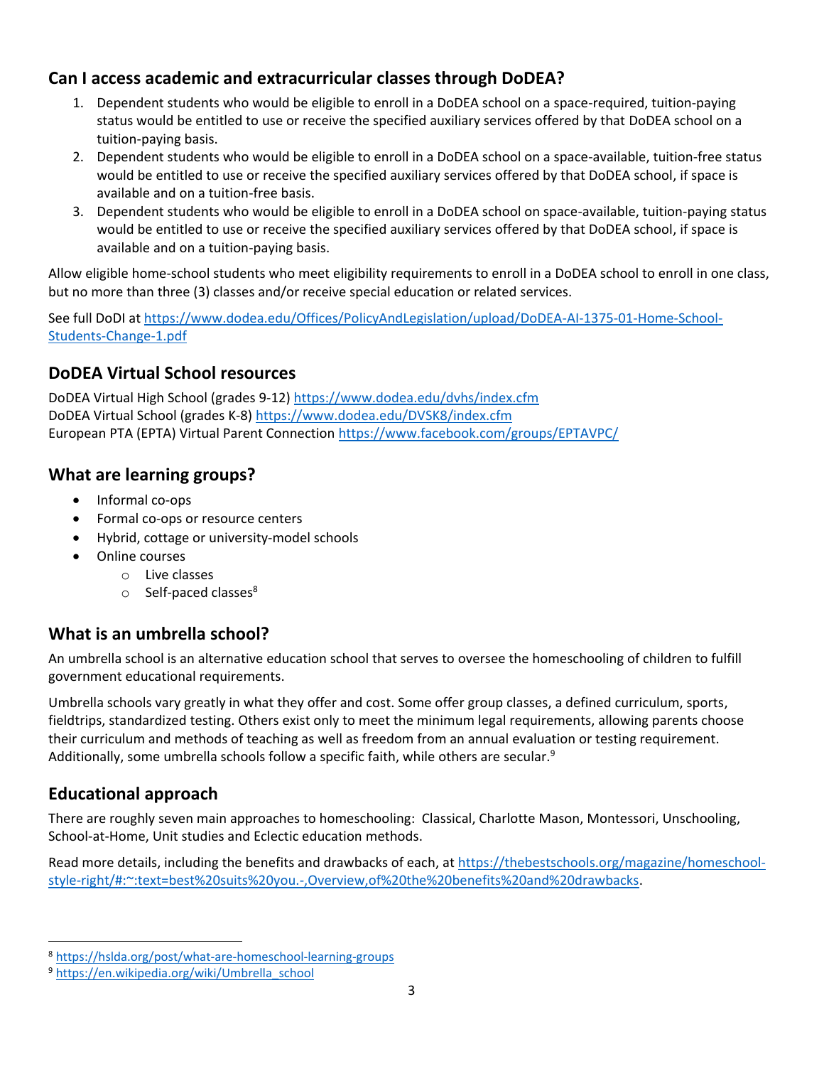## Can I access academic and extracurricular classes through DoDEA?

1. Dependent students who would be eligible to enroll in a DoDEA school on a space-required, tuition-paying status would be entitled to use or receive the specified auxiliary services offered by that DoDEA school on a tuition-paying basis.
2. Dependent students who would be eligible to enroll in a DoDEA school on a space-available, tuition-free status would be entitled to use or receive the specified auxiliary services offered by that DoDEA school, if space is available and on a tuition-free basis.
3. Dependent students who would be eligible to enroll in a DoDEA school on space-available, tuition-paying status would be entitled to use or receive the specified auxiliary services offered by that DoDEA school, if space is available and on a tuition-paying basis.

Allow eligible home-school students who meet eligibility requirements to enroll in a DoDEA school to enroll in one class, but no more than three (3) classes and/or receive special education or related services.

See full DoDI at https://www.dodea.edu/Offices/PolicyAndLegislation/upload/DoDEA-AI-1375-01-Home-School-Students-Change-1.pdf

## DoDEA Virtual School resources

DoDEA Virtual High School (grades 9-12) https://www.dodea.edu/dvhs/index.cfm
DoDEA Virtual School (grades K-8) https://www.dodea.edu/DVSK8/index.cfm
European PTA (EPTA) Virtual Parent Connection https://www.facebook.com/groups/EPTAVPC/

## What are learning groups?

- Informal co-ops
- Formal co-ops or resource centers
- Hybrid, cottage or university-model schools
- Online courses
  - Live classes
  - Self-paced classes[8]

## What is an umbrella school?

An umbrella school is an alternative education school that serves to oversee the homeschooling of children to fulfill government educational requirements.

Umbrella schools vary greatly in what they offer and cost. Some offer group classes, a defined curriculum, sports, fieldtrips, standardized testing. Others exist only to meet the minimum legal requirements, allowing parents choose their curriculum and methods of teaching as well as freedom from an annual evaluation or testing requirement. Additionally, some umbrella schools follow a specific faith, while others are secular.[9]

## Educational approach

There are roughly seven main approaches to homeschooling: Classical, Charlotte Mason, Montessori, Unschooling, School-at-Home, Unit studies and Eclectic education methods.

Read more details, including the benefits and drawbacks of each, at https://thebestschools.org/magazine/homeschool-style-right/#:~:text=best%20suits%20you.-,Overview,of%20the%20benefits%20and%20drawbacks.

---

[8] https://hslda.org/post/what-are-homeschool-learning-groups

[9] https://en.wikipedia.org/wiki/Umbrella_school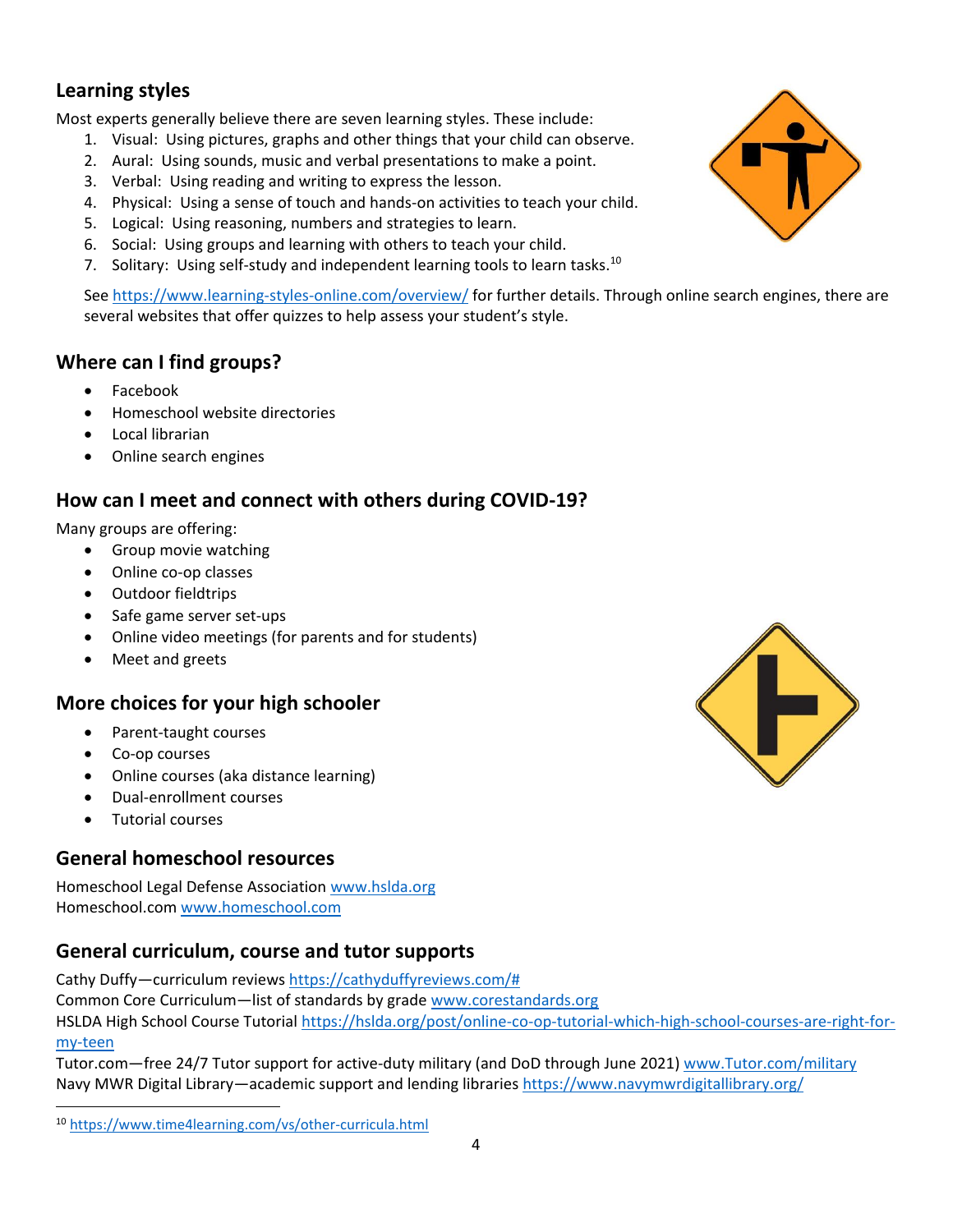## Learning styles

Most experts generally believe there are seven learning styles. These include:

1. Visual: Using pictures, graphs and other things that your child can observe.
2. Aural: Using sounds, music and verbal presentations to make a point.
3. Verbal: Using reading and writing to express the lesson.
4. Physical: Using a sense of touch and hands-on activities to teach your child.
5. Logical: Using reasoning, numbers and strategies to learn.
6. Social: Using groups and learning with others to teach your child.
7. Solitary: Using self-study and independent learning tools to learn tasks.[10]

See https://www.learning-styles-online.com/overview/ for further details. Through online search engines, there are several websites that offer quizzes to help assess your student's style.

## Where can I find groups?

- Facebook
- Homeschool website directories
- Local librarian
- Online search engines

## How can I meet and connect with others during COVID-19?

Many groups are offering:

- Group movie watching
- Online co-op classes
- Outdoor fieldtrips
- Safe game server set-ups
- Online video meetings (for parents and for students)
- Meet and greets

## More choices for your high schooler

- Parent-taught courses
- Co-op courses
- Online courses (aka distance learning)
- Dual-enrollment courses
- Tutorial courses

## General homeschool resources

Homeschool Legal Defense Association www.hslda.org
Homeschool.com www.homeschool.com

## General curriculum, course and tutor supports

Cathy Duffy—curriculum reviews https://cathyduffyreviews.com/#
Common Core Curriculum—list of standards by grade www.corestandards.org
HSLDA High School Course Tutorial https://hslda.org/post/online-co-op-tutorial-which-high-school-courses-are-right-for-my-teen
Tutor.com—free 24/7 Tutor support for active-duty military (and DoD through June 2021) www.Tutor.com/military
Navy MWR Digital Library—academic support and lending libraries https://www.navymwrdigitallibrary.org/

[10] https://www.time4learning.com/vs/other-curricula.html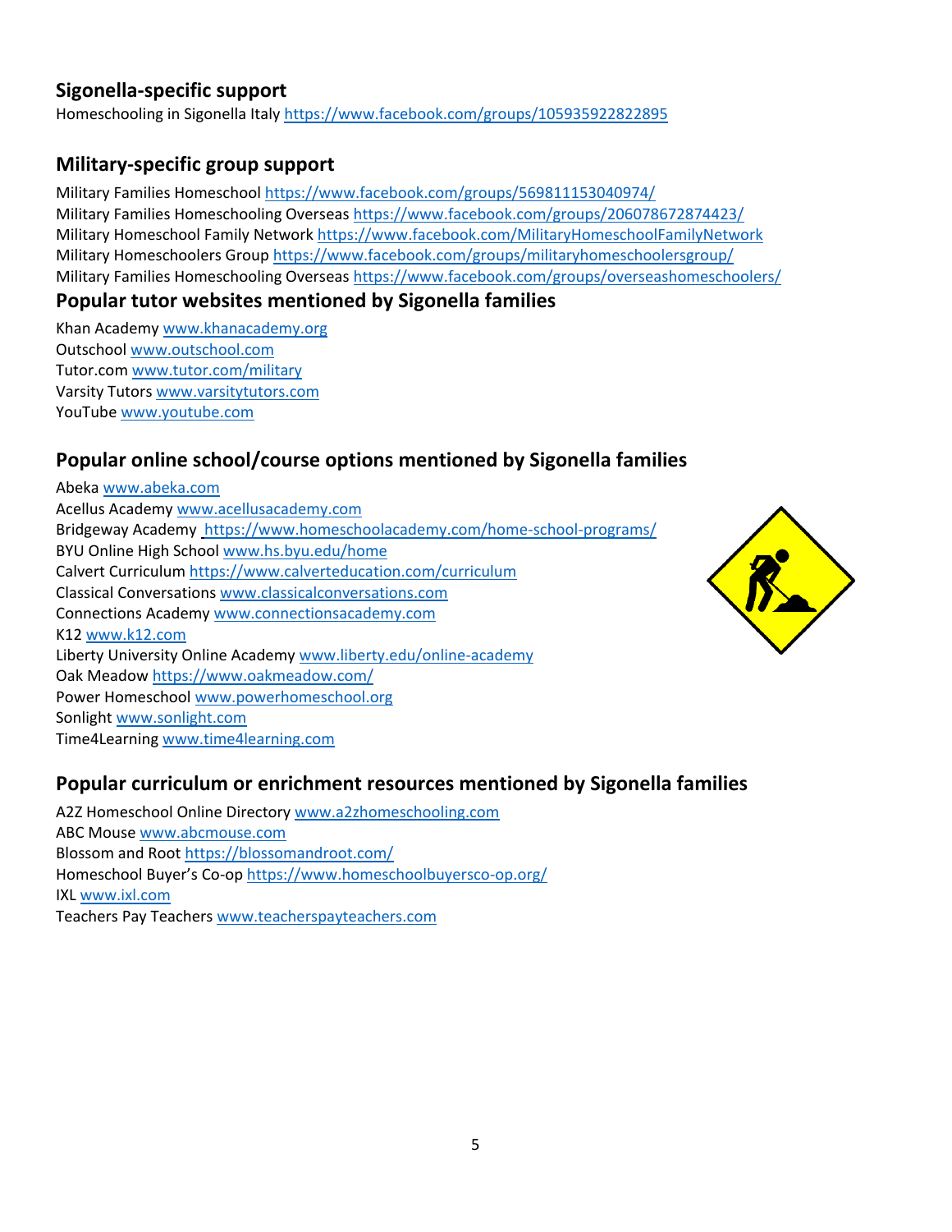## Sigonella-specific support

Homeschooling in Sigonella Italy https://www.facebook.com/groups/105935922822895

## Military-specific group support

Military Families Homeschool https://www.facebook.com/groups/569811153040974/
Military Families Homeschooling Overseas https://www.facebook.com/groups/206078672874423/
Military Homeschool Family Network https://www.facebook.com/MilitaryHomeschoolFamilyNetwork
Military Homeschoolers Group https://www.facebook.com/groups/militaryhomeschoolersgroup/
Military Families Homeschooling Overseas https://www.facebook.com/groups/overseashomeschoolers/

## Popular tutor websites mentioned by Sigonella families

Khan Academy www.khanacademy.org
Outschool www.outschool.com
Tutor.com www.tutor.com/military
Varsity Tutors www.varsitytutors.com
YouTube www.youtube.com

## Popular online school/course options mentioned by Sigonella families

Abeka www.abeka.com
Acellus Academy www.acellusacademy.com
Bridgeway Academy https://www.homeschoolacademy.com/home-school-programs/
BYU Online High School www.hs.byu.edu/home
Calvert Curriculum https://www.calverteducation.com/curriculum
Classical Conversations www.classicalconversations.com
Connections Academy www.connectionsacademy.com
K12 www.k12.com
Liberty University Online Academy www.liberty.edu/online-academy
Oak Meadow https://www.oakmeadow.com/
Power Homeschool www.powerhomeschool.org
Sonlight www.sonlight.com
Time4Learning www.time4learning.com

## Popular curriculum or enrichment resources mentioned by Sigonella families

A2Z Homeschool Online Directory www.a2zhomeschooling.com
ABC Mouse www.abcmouse.com
Blossom and Root https://blossomandroot.com/
Homeschool Buyer's Co-op https://www.homeschoolbuyersco-op.org/
IXL www.ixl.com
Teachers Pay Teachers www.teacherspayteachers.com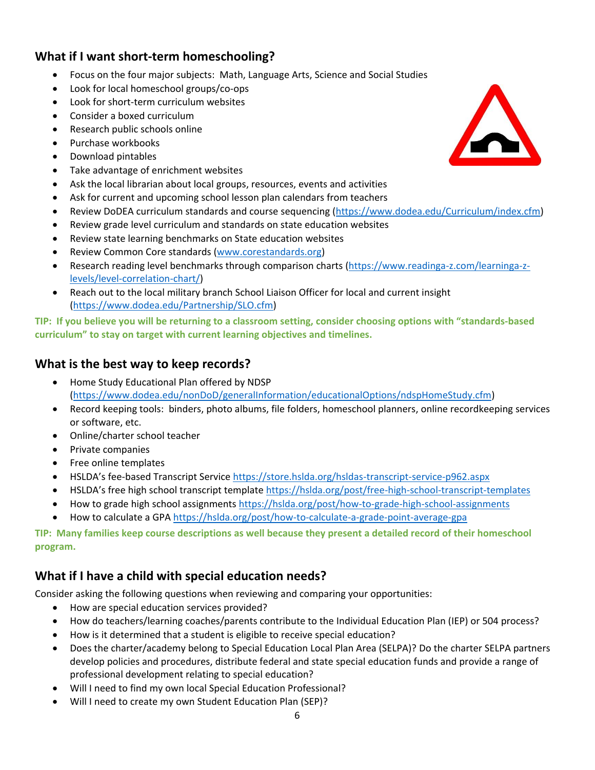## What if I want short-term homeschooling?

- Focus on the four major subjects: Math, Language Arts, Science and Social Studies
- Look for local homeschool groups/co-ops
- Look for short-term curriculum websites
- Consider a boxed curriculum
- Research public schools online
- Purchase workbooks
- Download pintables
- Take advantage of enrichment websites
- Ask the local librarian about local groups, resources, events and activities
- Ask for current and upcoming school lesson plan calendars from teachers
- Review DoDEA curriculum standards and course sequencing (https://www.dodea.edu/Curriculum/index.cfm)
- Review grade level curriculum and standards on state education websites
- Review state learning benchmarks on State education websites
- Review Common Core standards (www.corestandards.org)
- Research reading level benchmarks through comparison charts (https://www.readinga-z.com/learninga-z-levels/level-correlation-chart/)
- Reach out to the local military branch School Liaison Officer for local and current insight (https://www.dodea.edu/Partnership/SLO.cfm)

**TIP: If you believe you will be returning to a classroom setting, consider choosing options with "standards-based curriculum" to stay on target with current learning objectives and timelines.**

## What is the best way to keep records?

- Home Study Educational Plan offered by NDSP (https://www.dodea.edu/nonDoD/generalInformation/educationalOptions/ndspHomeStudy.cfm)
- Record keeping tools: binders, photo albums, file folders, homeschool planners, online recordkeeping services or software, etc.
- Online/charter school teacher
- Private companies
- Free online templates
- HSLDA's fee-based Transcript Service https://store.hslda.org/hsldas-transcript-service-p962.aspx
- HSLDA's free high school transcript template https://hslda.org/post/free-high-school-transcript-templates
- How to grade high school assignments https://hslda.org/post/how-to-grade-high-school-assignments
- How to calculate a GPA https://hslda.org/post/how-to-calculate-a-grade-point-average-gpa

**TIP: Many families keep course descriptions as well because they present a detailed record of their homeschool program.**

## What if I have a child with special education needs?

Consider asking the following questions when reviewing and comparing your opportunities:

- How are special education services provided?
- How do teachers/learning coaches/parents contribute to the Individual Education Plan (IEP) or 504 process?
- How is it determined that a student is eligible to receive special education?
- Does the charter/academy belong to Special Education Local Plan Area (SELPA)? Do the charter SELPA partners develop policies and procedures, distribute federal and state special education funds and provide a range of professional development relating to special education?
- Will I need to find my own local Special Education Professional?
- Will I need to create my own Student Education Plan (SEP)?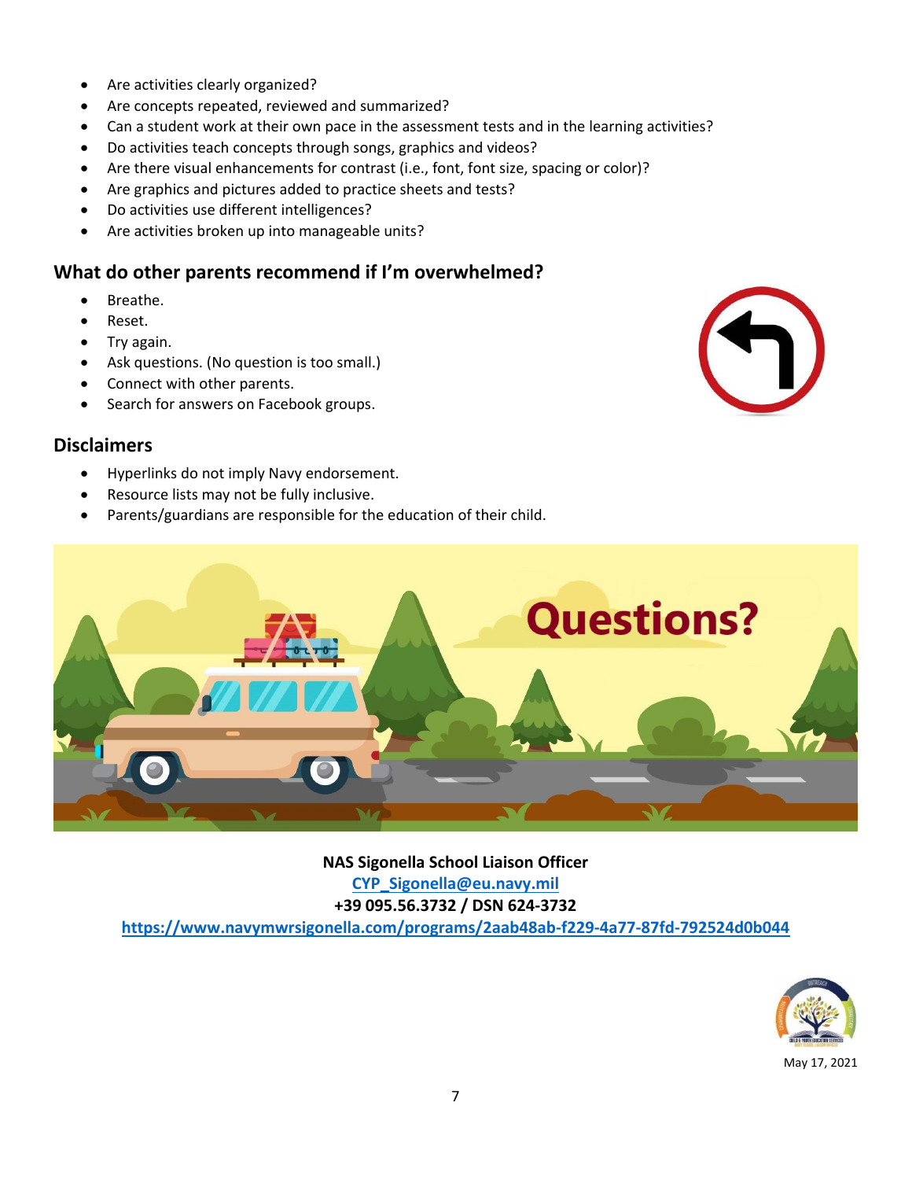- Are activities clearly organized?
- Are concepts repeated, reviewed and summarized?
- Can a student work at their own pace in the assessment tests and in the learning activities?
- Do activities teach concepts through songs, graphics and videos?
- Are there visual enhancements for contrast (i.e., font, font size, spacing or color)?
- Are graphics and pictures added to practice sheets and tests?
- Do activities use different intelligences?
- Are activities broken up into manageable units?

## What do other parents recommend if I'm overwhelmed?

- Breathe.
- Reset.
- Try again.
- Ask questions. (No question is too small.)
- Connect with other parents.
- Search for answers on Facebook groups.

## Disclaimers

- Hyperlinks do not imply Navy endorsement.
- Resource lists may not be fully inclusive.
- Parents/guardians are responsible for the education of their child.

Questions?

**NAS Sigonella School Liaison Officer**
**CYP_Sigonella@eu.navy.mil**
**+39 095.56.3732 / DSN 624-3732**
**https://www.navymwrsigonella.com/programs/2aab48ab-f229-4a77-87fd-792524d0b044**

May 17, 2021